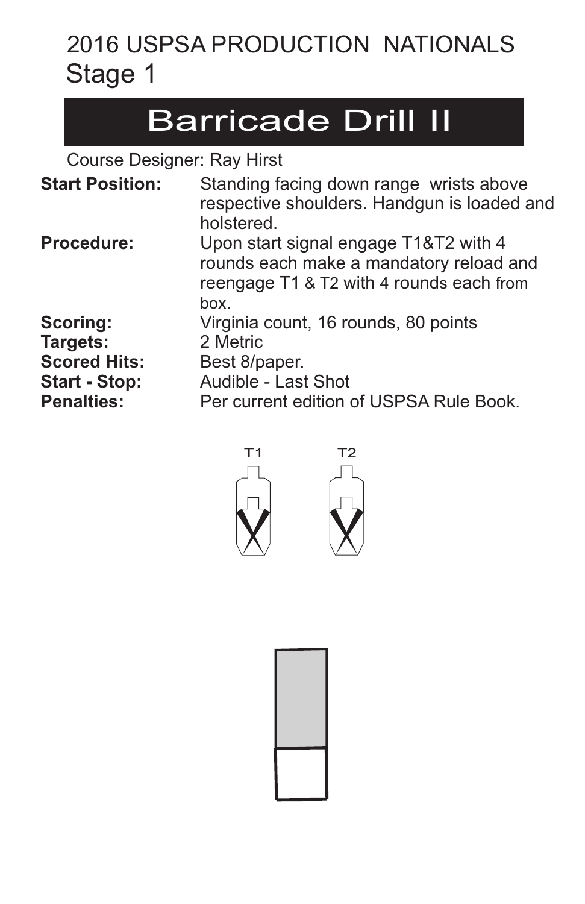# 2016 USPSA PRODUCTION NATIONALS
## Stage 1

# Barricade Drill II

Course Designer: Ray Hirst

**Start Position:** Standing facing down range wrists above respective shoulders. Handgun is loaded and holstered.

**Procedure:** Upon start signal engage T1&T2 with 4 rounds each make a mandatory reload and reengage T1 & T2 with 4 rounds each from box.

**Scoring:** Virginia count, 16 rounds, 80 points

**Targets:** 2 Metric

**Scored Hits:** Best 8/paper.

**Start - Stop:** Audible - Last Shot

**Penalties:** Per current edition of USPSA Rule Book.

T1 T2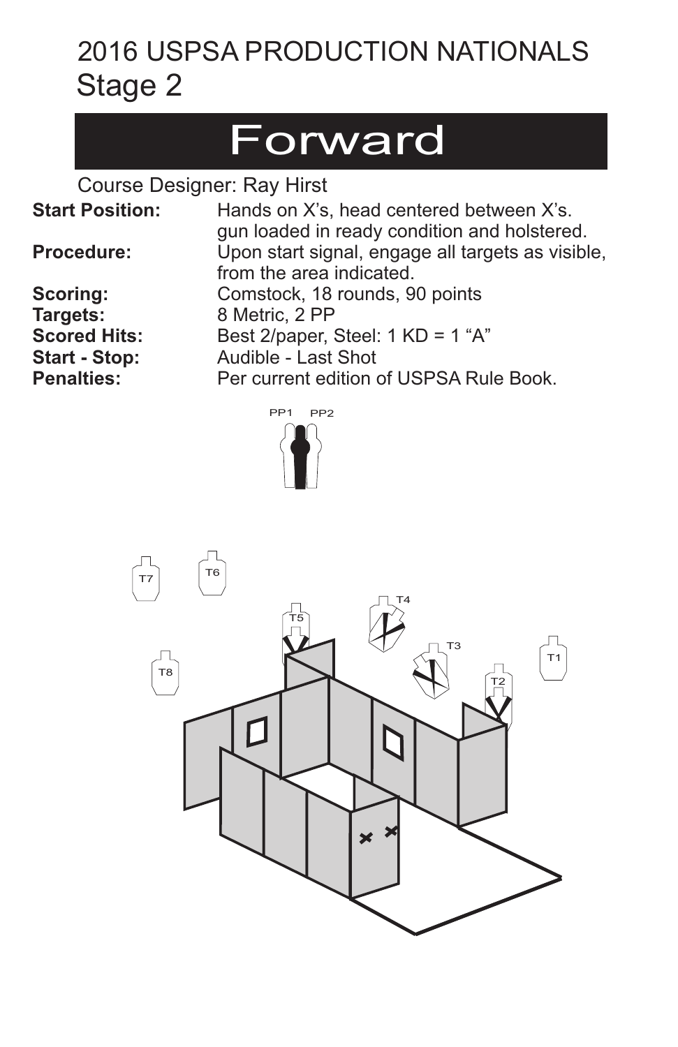# 2016 USPSA PRODUCTION NATIONALS
## Stage 2

# Forward

Course Designer: Ray Hirst

**Start Position:** Hands on X's, head centered between X's. gun loaded in ready condition and holstered.

**Procedure:** Upon start signal, engage all targets as visible, from the area indicated.

**Scoring:** Comstock, 18 rounds, 90 points

**Targets:** 8 Metric, 2 PP

**Scored Hits:** Best 2/paper, Steel: 1 KD = 1 "A"

**Start - Stop:** Audible - Last Shot

**Penalties:** Per current edition of USPSA Rule Book.

PP1 PP2

T7 T6 T4 T5 T3 T1 T8 T2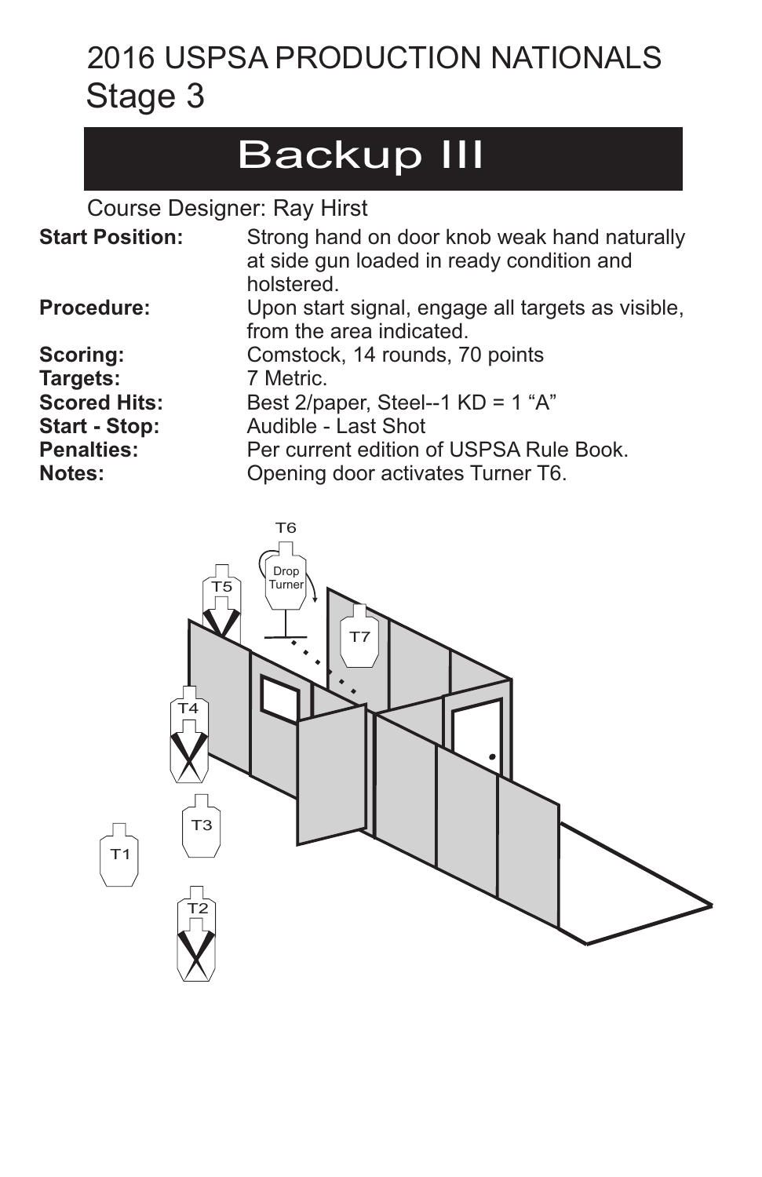# 2016 USPSA PRODUCTION NATIONALS
## Stage 3

# Backup III

Course Designer: Ray Hirst

**Start Position:** Strong hand on door knob weak hand naturally at side gun loaded in ready condition and holstered.

**Procedure:** Upon start signal, engage all targets as visible, from the area indicated.

**Scoring:** Comstock, 14 rounds, 70 points

**Targets:** 7 Metric.

**Scored Hits:** Best 2/paper, Steel--1 KD = 1 "A"

**Start - Stop:** Audible - Last Shot

**Penalties:** Per current edition of USPSA Rule Book.

**Notes:** Opening door activates Turner T6.

T6
Drop Turner
T5
T7
T4
T3
T1
T2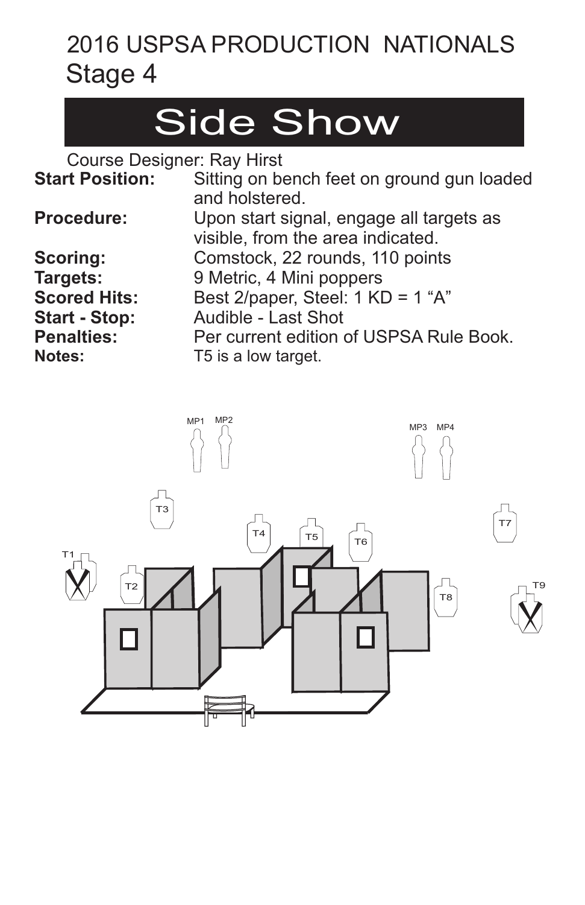# 2016 USPSA PRODUCTION NATIONALS
## Stage 4

# Side Show

Course Designer: Ray Hirst

**Start Position:** Sitting on bench feet on ground gun loaded and holstered.

**Procedure:** Upon start signal, engage all targets as visible, from the area indicated.

**Scoring:** Comstock, 22 rounds, 110 points

**Targets:** 9 Metric, 4 Mini poppers

**Scored Hits:** Best 2/paper, Steel: 1 KD = 1 "A"

**Start - Stop:** Audible - Last Shot

**Penalties:** Per current edition of USPSA Rule Book.

**Notes:** T5 is a low target.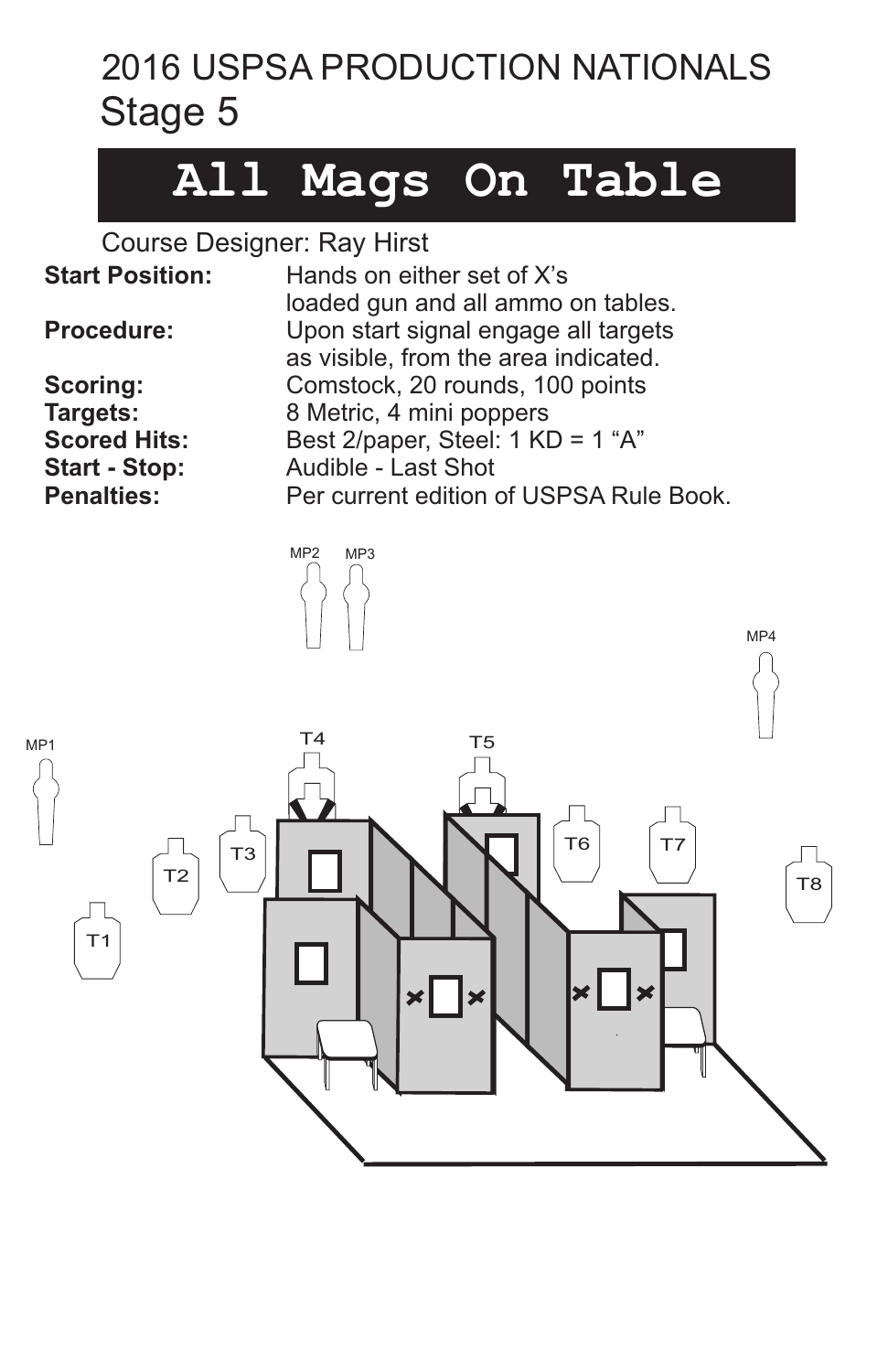# 2016 USPSA PRODUCTION NATIONALS
## Stage 5

# All Mags On Table

Course Designer: Ray Hirst

| | |
|---|---|
| **Start Position:** | Hands on either set of X's loaded gun and all ammo on tables. |
| **Procedure:** | Upon start signal engage all targets as visible, from the area indicated. |
| **Scoring:** | Comstock, 20 rounds, 100 points |
| **Targets:** | 8 Metric, 4 mini poppers |
| **Scored Hits:** | Best 2/paper, Steel: 1 KD = 1 "A" |
| **Start - Stop:** | Audible - Last Shot |
| **Penalties:** | Per current edition of USPSA Rule Book. |

MP2 MP3

MP4

MP1 T4 T5

T3 T6 T7

T2 T8

T1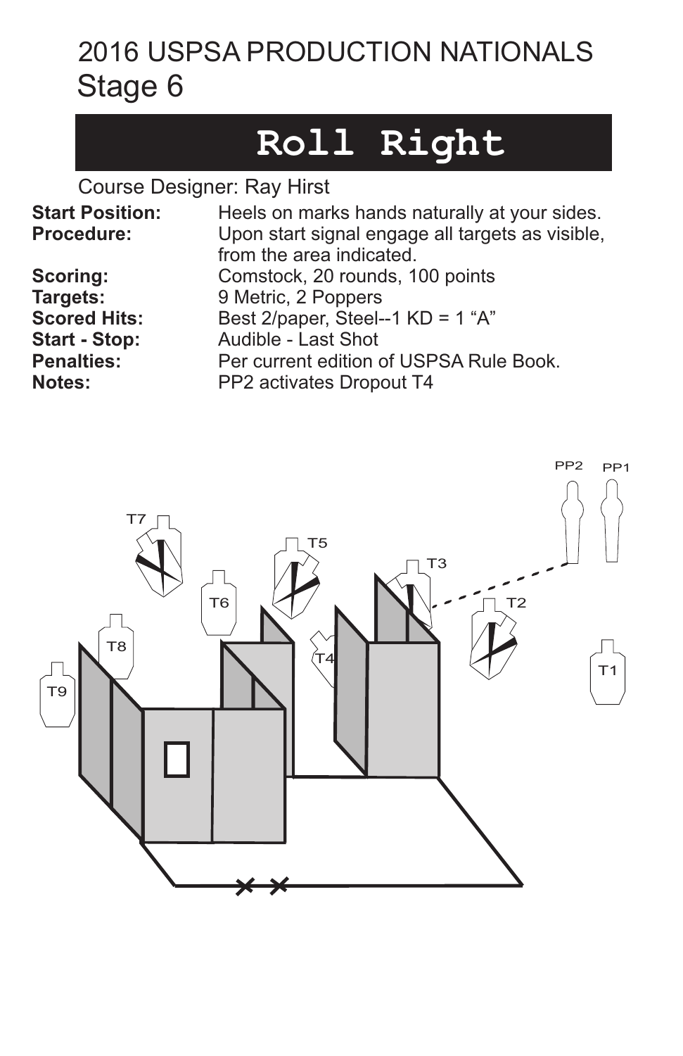# 2016 USPSA PRODUCTION NATIONALS
## Stage 6

## Roll Right

Course Designer: Ray Hirst

**Start Position:** Heels on marks hands naturally at your sides.
**Procedure:** Upon start signal engage all targets as visible, from the area indicated.
**Scoring:** Comstock, 20 rounds, 100 points
**Targets:** 9 Metric, 2 Poppers
**Scored Hits:** Best 2/paper, Steel--1 KD = 1 "A"
**Start - Stop:** Audible - Last Shot
**Penalties:** Per current edition of USPSA Rule Book.
**Notes:** PP2 activates Dropout T4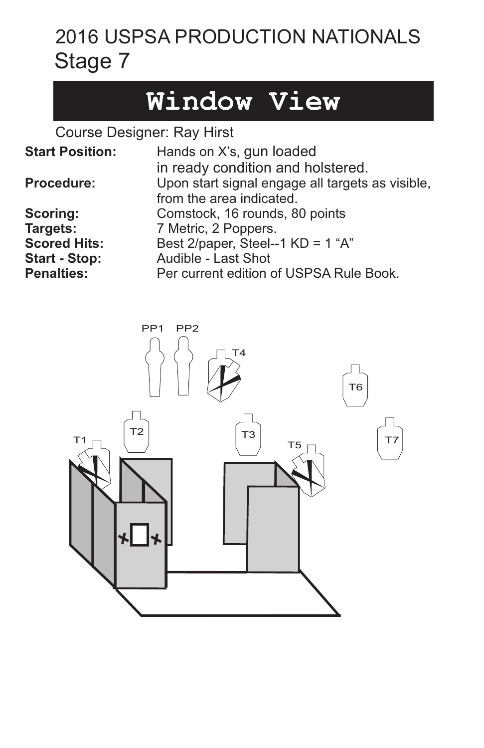# 2016 USPSA PRODUCTION NATIONALS
## Stage 7

# Window View

Course Designer: Ray Hirst

**Start Position:** Hands on X's, gun loaded in ready condition and holstered.
**Procedure:** Upon start signal engage all targets as visible, from the area indicated.
**Scoring:** Comstock, 16 rounds, 80 points
**Targets:** 7 Metric, 2 Poppers.
**Scored Hits:** Best 2/paper, Steel--1 KD = 1 "A"
**Start - Stop:** Audible - Last Shot
**Penalties:** Per current edition of USPSA Rule Book.

PP1 PP2 T4 T6 T2 T1 T3 T5 T7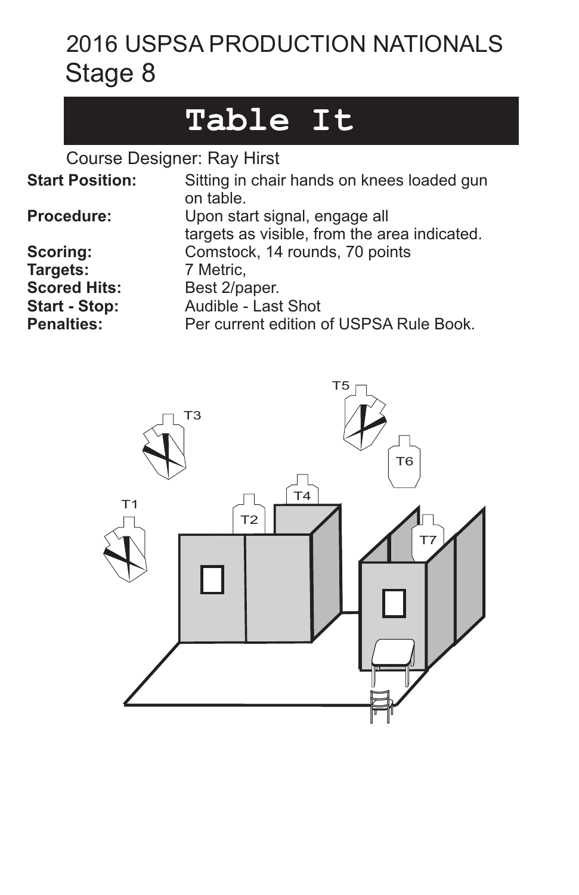# 2016 USPSA PRODUCTION NATIONALS
## Stage 8

# Table It

Course Designer: Ray Hirst

**Start Position:** Sitting in chair hands on knees loaded gun on table.

**Procedure:** Upon start signal, engage all targets as visible, from the area indicated.

**Scoring:** Comstock, 14 rounds, 70 points

**Targets:** 7 Metric,

**Scored Hits:** Best 2/paper.

**Start - Stop:** Audible - Last Shot

**Penalties:** Per current edition of USPSA Rule Book.

T5 T3 T6 T4 T1 T2 T7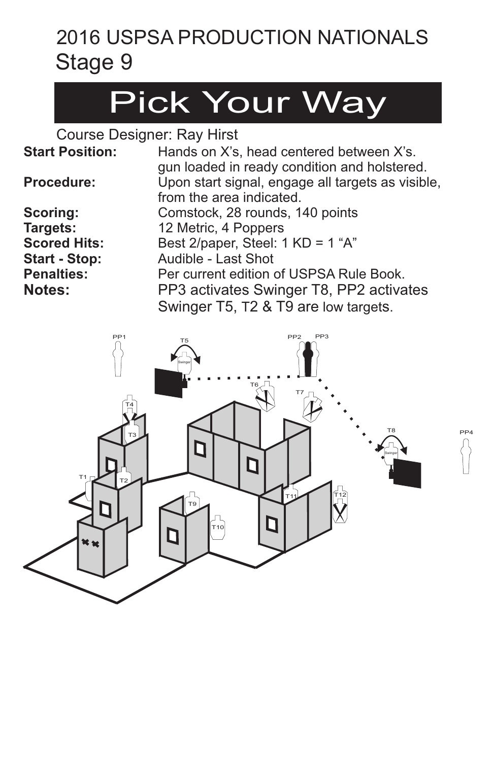# 2016 USPSA PRODUCTION NATIONALS
## Stage 9

# Pick Your Way

Course Designer: Ray Hirst

**Start Position:** Hands on X's, head centered between X's. gun loaded in ready condition and holstered.

**Procedure:** Upon start signal, engage all targets as visible, from the area indicated.

**Scoring:** Comstock, 28 rounds, 140 points

**Targets:** 12 Metric, 4 Poppers

**Scored Hits:** Best 2/paper, Steel: 1 KD = 1 "A"

**Start - Stop:** Audible - Last Shot

**Penalties:** Per current edition of USPSA Rule Book.

**Notes:** PP3 activates Swinger T8, PP2 activates Swinger T5, T2 & T9 are low targets.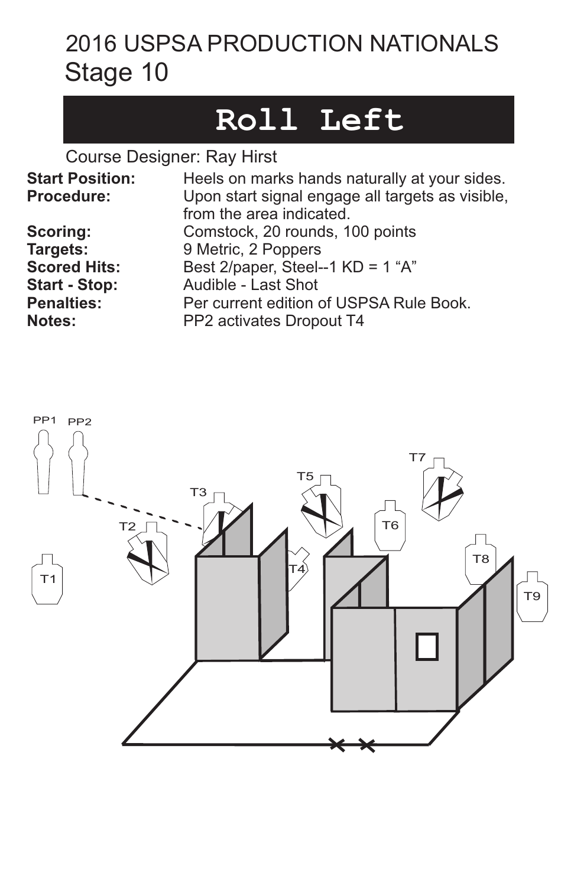# 2016 USPSA PRODUCTION NATIONALS
## Stage 10

# Roll Left

Course Designer: Ray Hirst

**Start Position:** Heels on marks hands naturally at your sides.
**Procedure:** Upon start signal engage all targets as visible, from the area indicated.
**Scoring:** Comstock, 20 rounds, 100 points
**Targets:** 9 Metric, 2 Poppers
**Scored Hits:** Best 2/paper, Steel--1 KD = 1 "A"
**Start - Stop:** Audible - Last Shot
**Penalties:** Per current edition of USPSA Rule Book.
**Notes:** PP2 activates Dropout T4

PP1 PP2 T1 T2 T3 T4 T5 T6 T7 T8 T9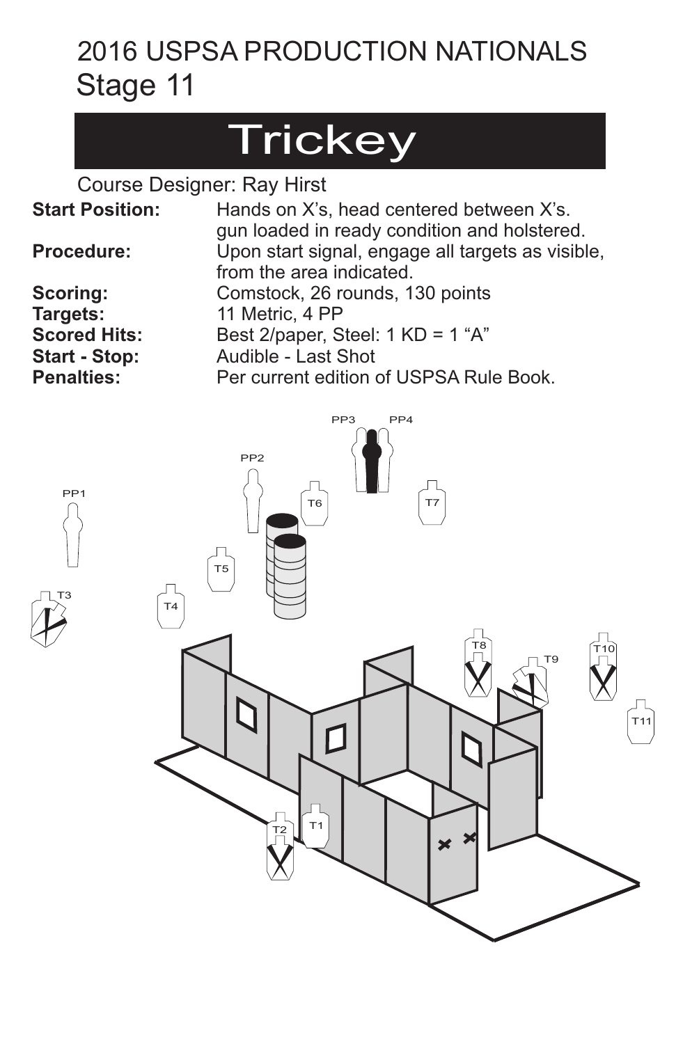# 2016 USPSA PRODUCTION NATIONALS
## Stage 11

# Trickey

Course Designer: Ray Hirst

**Start Position:** Hands on X's, head centered between X's. gun loaded in ready condition and holstered.
**Procedure:** Upon start signal, engage all targets as visible, from the area indicated.
**Scoring:** Comstock, 26 rounds, 130 points
**Targets:** 11 Metric, 4 PP
**Scored Hits:** Best 2/paper, Steel: 1 KD = 1 "A"
**Start - Stop:** Audible - Last Shot
**Penalties:** Per current edition of USPSA Rule Book.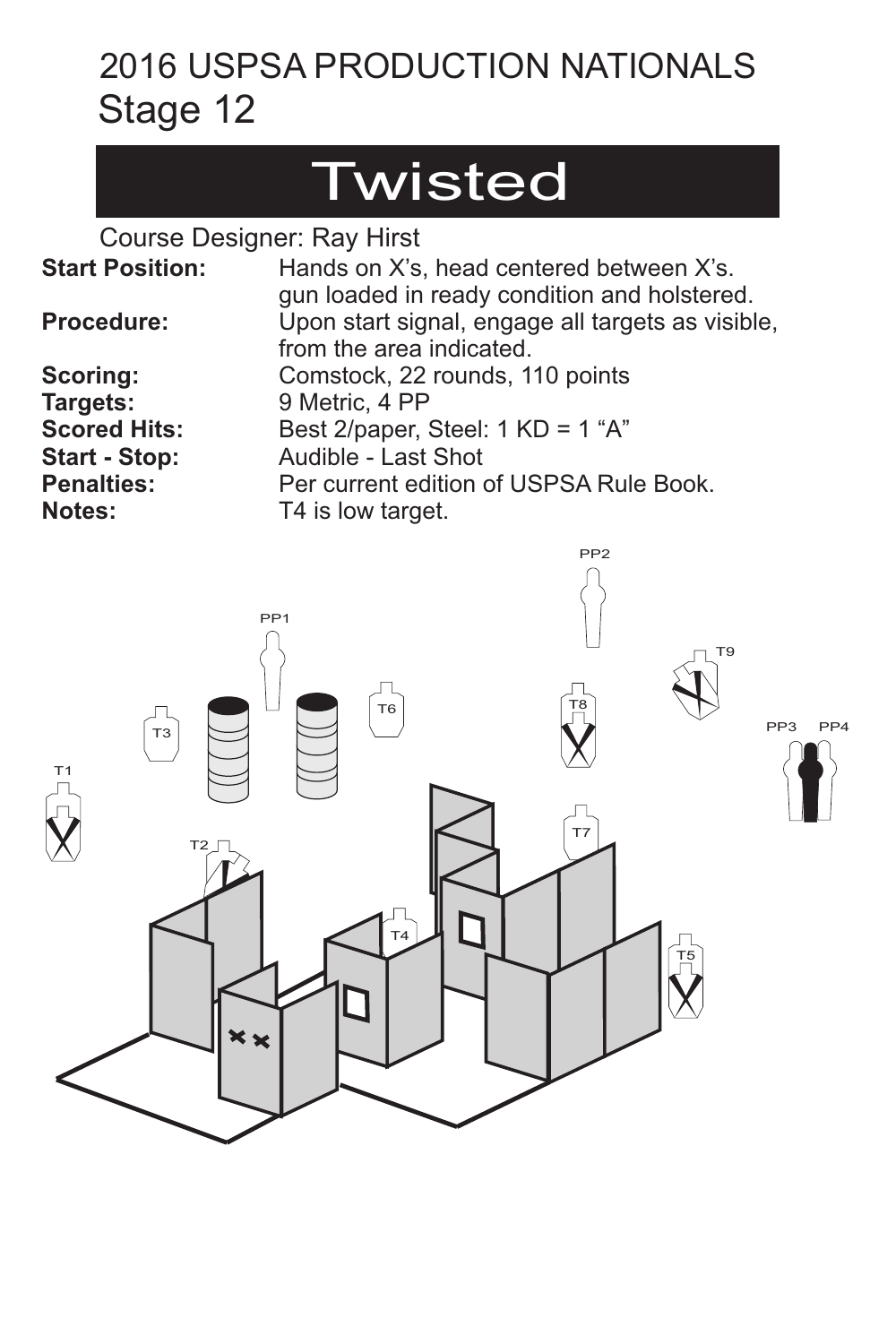# 2016 USPSA PRODUCTION NATIONALS
## Stage 12

# Twisted

Course Designer: Ray Hirst

| | |
|---|---|
| **Start Position:** | Hands on X's, head centered between X's. gun loaded in ready condition and holstered. |
| **Procedure:** | Upon start signal, engage all targets as visible, from the area indicated. |
| **Scoring:** | Comstock, 22 rounds, 110 points |
| **Targets:** | 9 Metric, 4 PP |
| **Scored Hits:** | Best 2/paper, Steel: 1 KD = 1 "A" |
| **Start - Stop:** | Audible - Last Shot |
| **Penalties:** | Per current edition of USPSA Rule Book. |
| **Notes:** | T4 is low target. |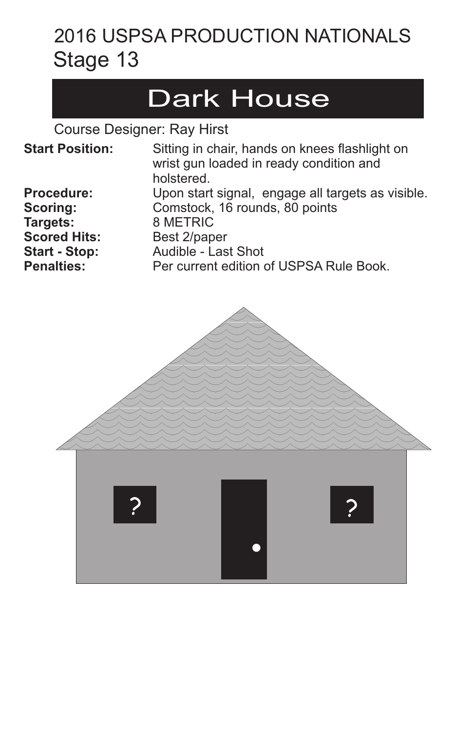# 2016 USPSA PRODUCTION NATIONALS
## Stage 13

## Dark House

Course Designer: Ray Hirst

**Start Position:** Sitting in chair, hands on knees flashlight on wrist gun loaded in ready condition and holstered.
**Procedure:** Upon start signal, engage all targets as visible.
**Scoring:** Comstock, 16 rounds, 80 points
**Targets:** 8 METRIC
**Scored Hits:** Best 2/paper
**Start - Stop:** Audible - Last Shot
**Penalties:** Per current edition of USPSA Rule Book.

? ?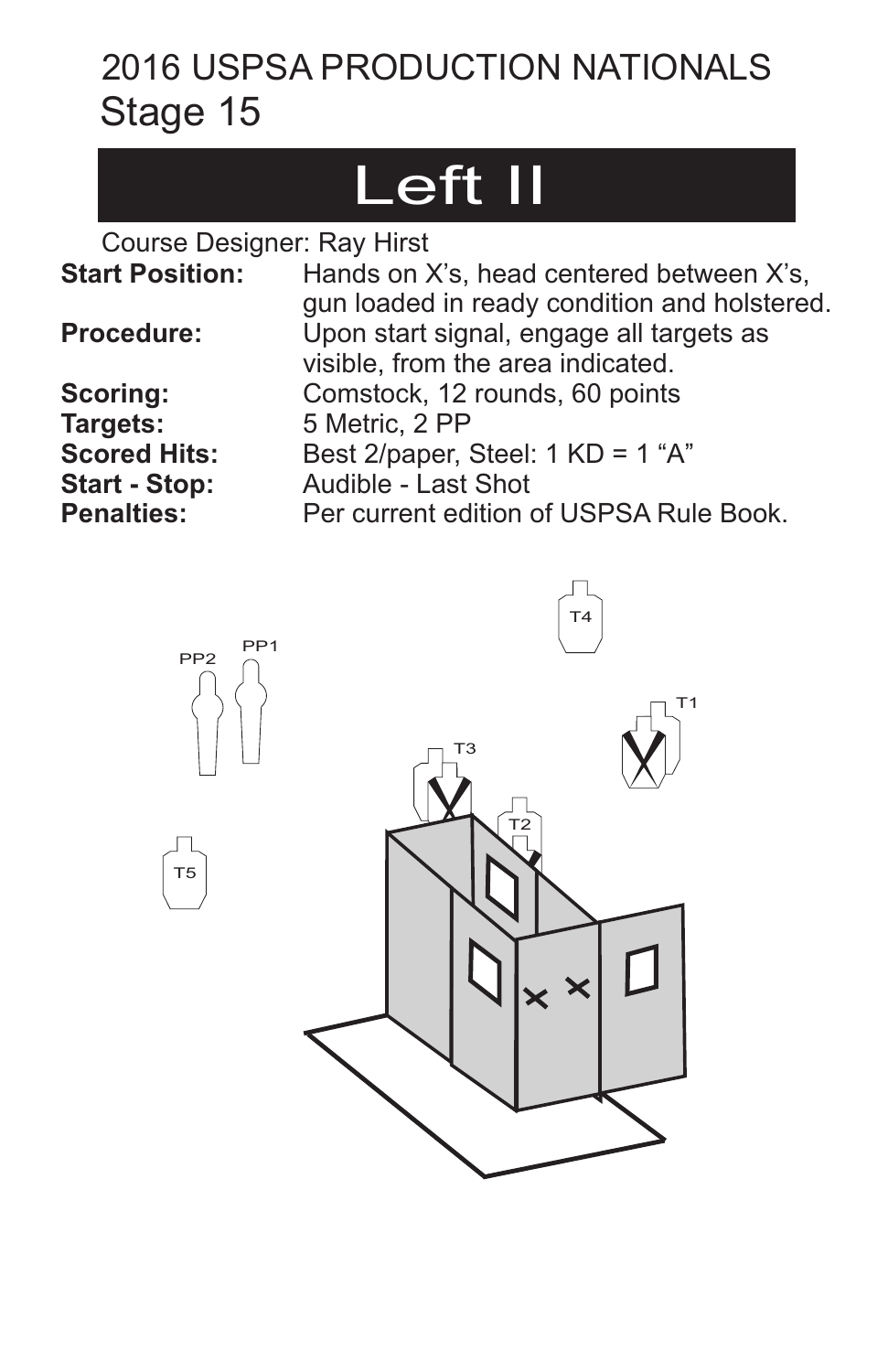# 2016 USPSA PRODUCTION NATIONALS
## Stage 15

# Left II

Course Designer: Ray Hirst

**Start Position:** Hands on X's, head centered between X's, gun loaded in ready condition and holstered.

**Procedure:** Upon start signal, engage all targets as visible, from the area indicated.

**Scoring:** Comstock, 12 rounds, 60 points

**Targets:** 5 Metric, 2 PP

**Scored Hits:** Best 2/paper, Steel: 1 KD = 1 "A"

**Start - Stop:** Audible - Last Shot

**Penalties:** Per current edition of USPSA Rule Book.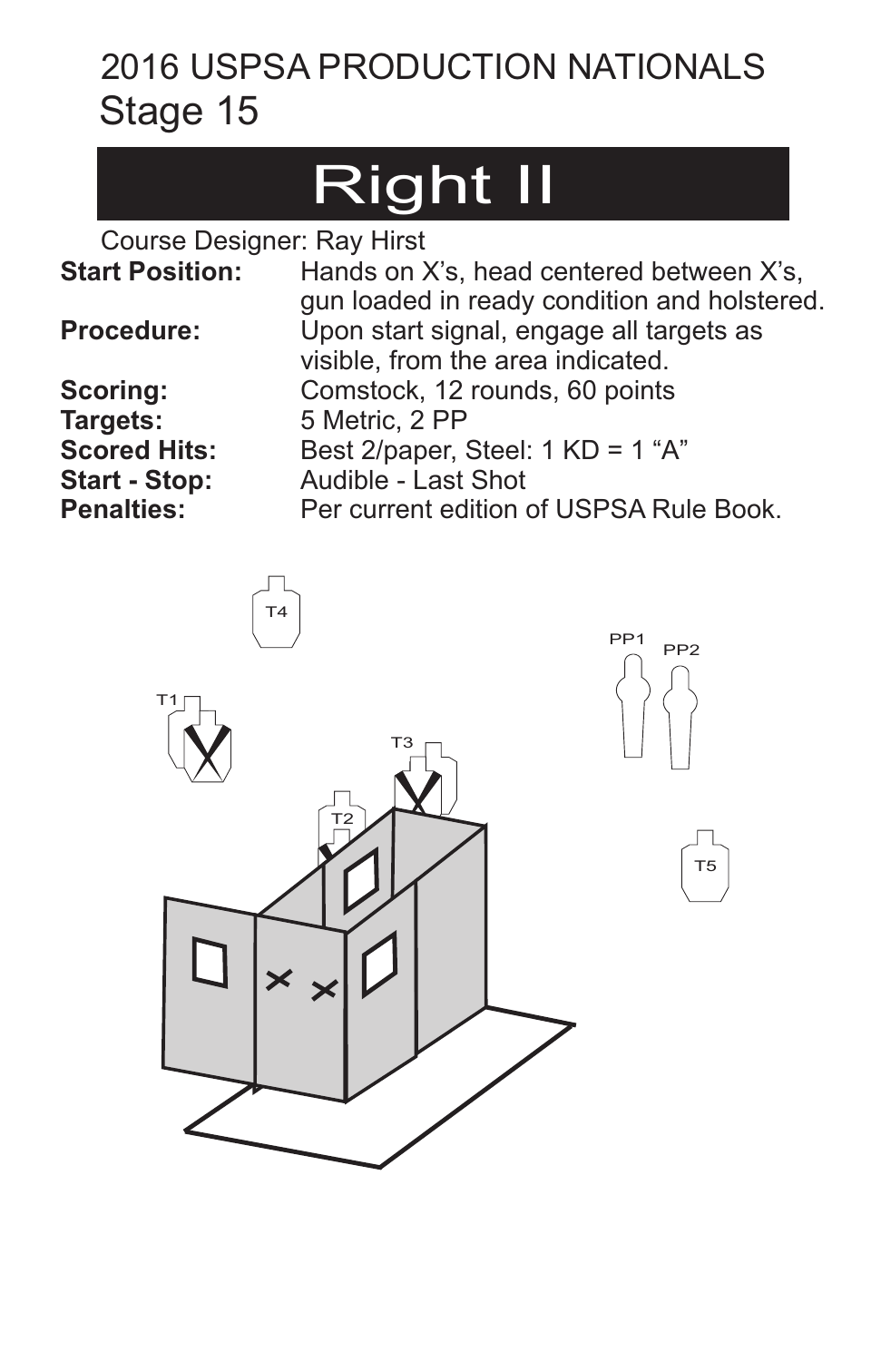# 2016 USPSA PRODUCTION NATIONALS
## Stage 15

# Right II

Course Designer: Ray Hirst

| | |
|---|---|
| **Start Position:** | Hands on X's, head centered between X's, gun loaded in ready condition and holstered. |
| **Procedure:** | Upon start signal, engage all targets as visible, from the area indicated. |
| **Scoring:** | Comstock, 12 rounds, 60 points |
| **Targets:** | 5 Metric, 2 PP |
| **Scored Hits:** | Best 2/paper, Steel: 1 KD = 1 "A" |
| **Start - Stop:** | Audible - Last Shot |
| **Penalties:** | Per current edition of USPSA Rule Book. |

T4

PP1 PP2

T1

T3

T2

T5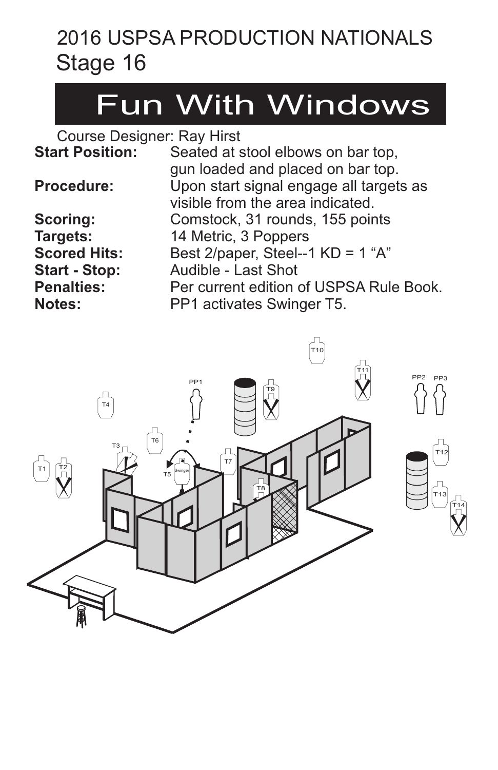# 2016 USPSA PRODUCTION NATIONALS
## Stage 16

# Fun With Windows

Course Designer: Ray Hirst

**Start Position:** Seated at stool elbows on bar top, gun loaded and placed on bar top.

**Procedure:** Upon start signal engage all targets as visible from the area indicated.

**Scoring:** Comstock, 31 rounds, 155 points

**Targets:** 14 Metric, 3 Poppers

**Scored Hits:** Best 2/paper, Steel--1 KD = 1 "A"

**Start - Stop:** Audible - Last Shot

**Penalties:** Per current edition of USPSA Rule Book.

**Notes:** PP1 activates Swinger T5.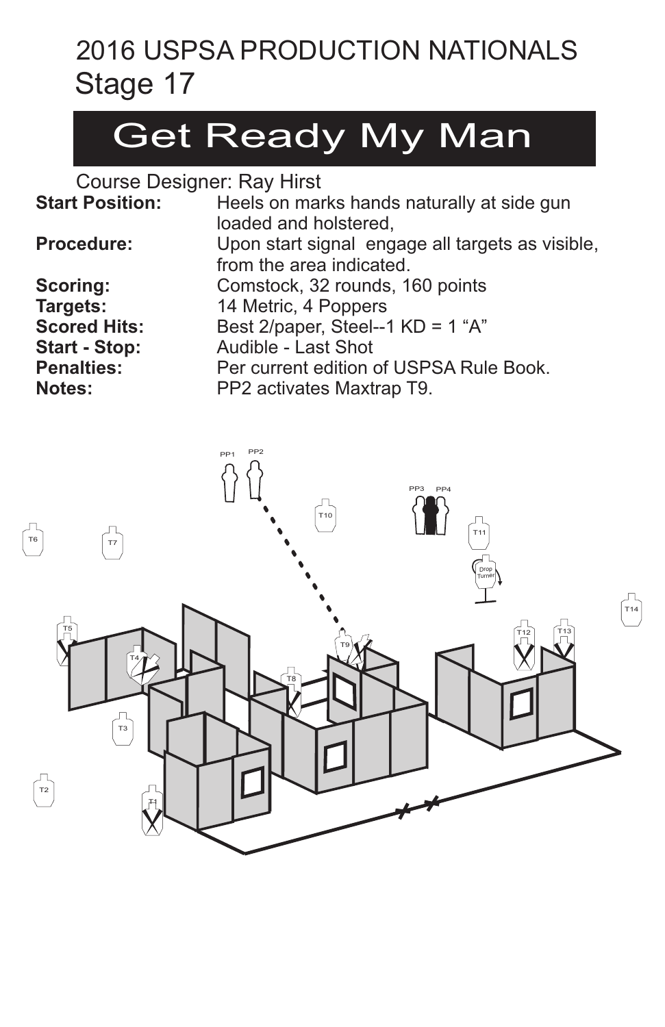# 2016 USPSA PRODUCTION NATIONALS
## Stage 17

# Get Ready My Man

Course Designer: Ray Hirst

**Start Position:** Heels on marks hands naturally at side gun loaded and holstered,

**Procedure:** Upon start signal engage all targets as visible, from the area indicated.

**Scoring:** Comstock, 32 rounds, 160 points

**Targets:** 14 Metric, 4 Poppers

**Scored Hits:** Best 2/paper, Steel--1 KD = 1 “A”

**Start - Stop:** Audible - Last Shot

**Penalties:** Per current edition of USPSA Rule Book.

**Notes:** PP2 activates Maxtrap T9.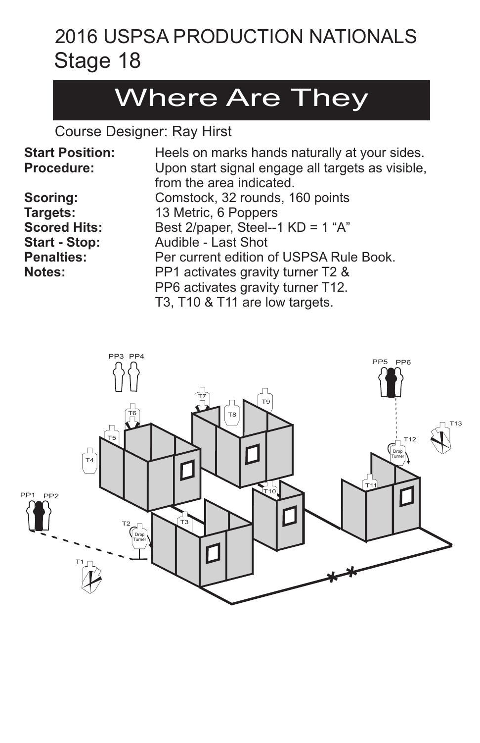# 2016 USPSA PRODUCTION NATIONALS
## Stage 18

# Where Are They

Course Designer: Ray Hirst

**Start Position:** Heels on marks hands naturally at your sides.
**Procedure:** Upon start signal engage all targets as visible, from the area indicated.
**Scoring:** Comstock, 32 rounds, 160 points
**Targets:** 13 Metric, 6 Poppers
**Scored Hits:** Best 2/paper, Steel--1 KD = 1 "A"
**Start - Stop:** Audible - Last Shot
**Penalties:** Per current edition of USPSA Rule Book.
**Notes:** PP1 activates gravity turner T2 &
PP6 activates gravity turner T12.
T3, T10 & T11 are low targets.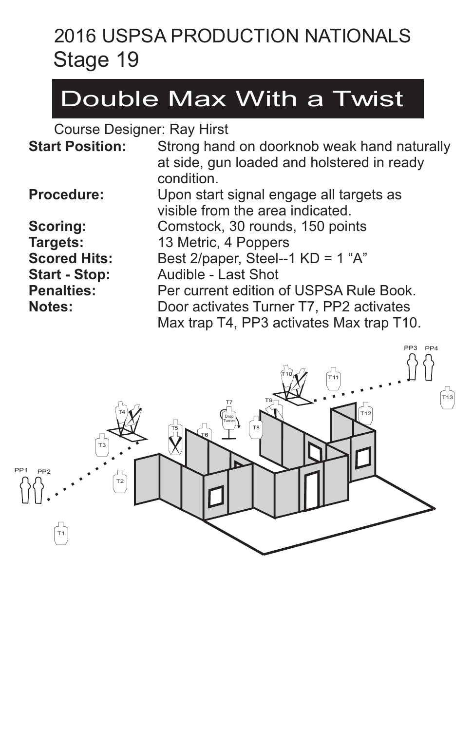# 2016 USPSA PRODUCTION NATIONALS
## Stage 19

## Double Max With a Twist

Course Designer: Ray Hirst

**Start Position:** Strong hand on doorknob weak hand naturally at side, gun loaded and holstered in ready condition.

**Procedure:** Upon start signal engage all targets as visible from the area indicated.

**Scoring:** Comstock, 30 rounds, 150 points

**Targets:** 13 Metric, 4 Poppers

**Scored Hits:** Best 2/paper, Steel--1 KD = 1 “A”

**Start - Stop:** Audible - Last Shot

**Penalties:** Per current edition of USPSA Rule Book.

**Notes:** Door activates Turner T7, PP2 activates Max trap T4, PP3 activates Max trap T10.

PP3 PP4
T10
T11
T13
T9
T7
Drop Turner
T12
T4
T8
T5
T6
T3
PP1 PP2
T2
T1